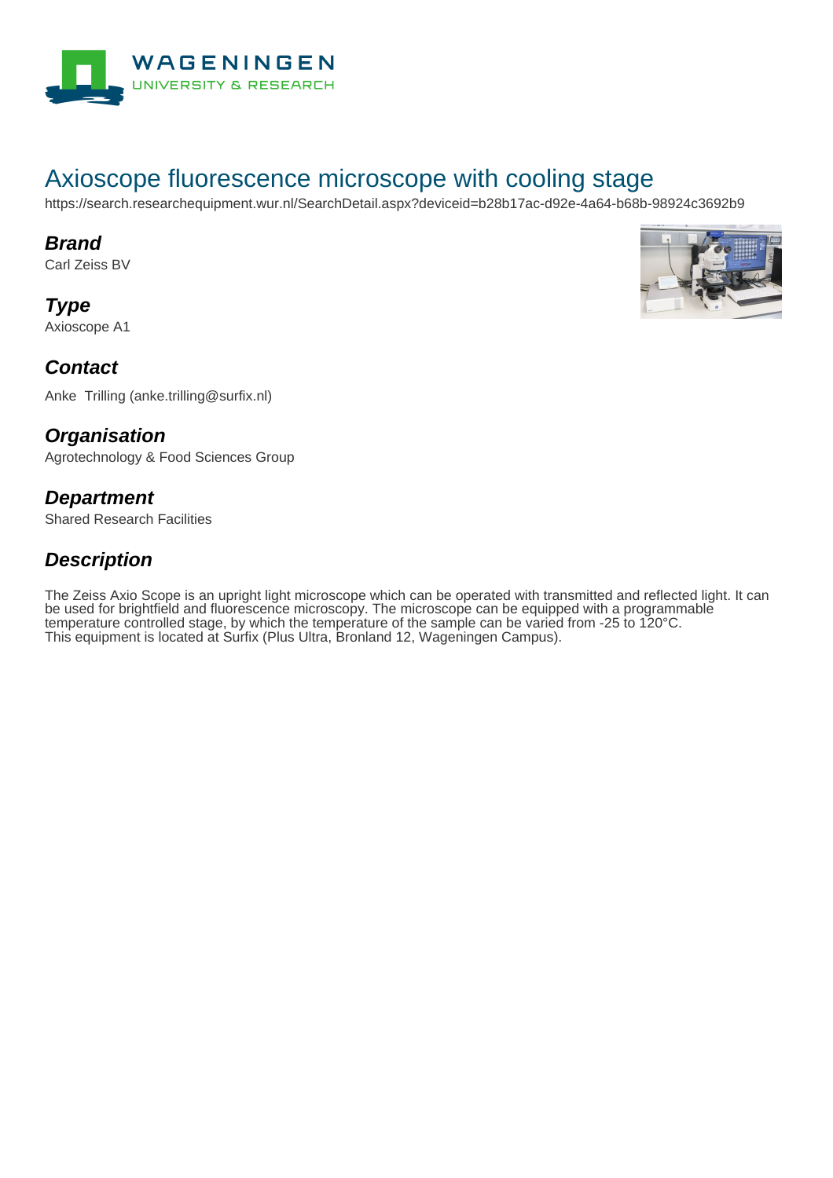WAGENINGEN
UNIVERSITY & RESEARCH

# Axioscope fluorescence microscope with cooling stage

https://search.researchequipment.wur.nl/SearchDetail.aspx?deviceid=b28b17ac-d92e-4a64-b68b-98924c3692b9

## ***Brand***

Carl Zeiss BV

## ***Type***

Axioscope A1

## ***Contact***

Anke Trilling (anke.trilling@surfix.nl)

## ***Organisation***

Agrotechnology & Food Sciences Group

## ***Department***

Shared Research Facilities

## ***Description***

The Zeiss Axio Scope is an upright light microscope which can be operated with transmitted and reflected light. It can be used for brightfield and fluorescence microscopy. The microscope can be equipped with a programmable temperature controlled stage, by which the temperature of the sample can be varied from -25 to 120°C.
This equipment is located at Surfix (Plus Ultra, Bronland 12, Wageningen Campus).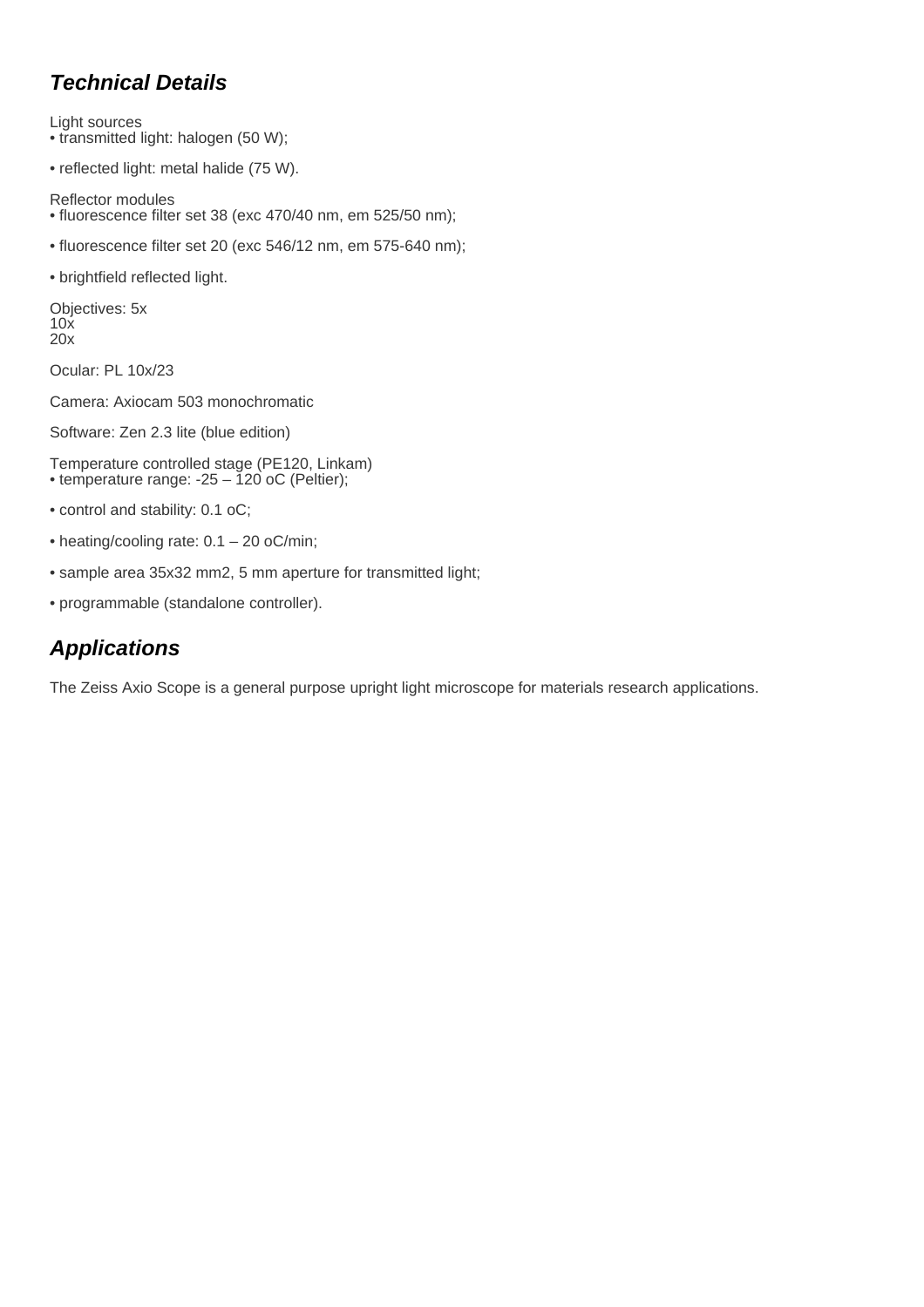## *Technical Details*

Light sources
- transmitted light: halogen (50 W);
- reflected light: metal halide (75 W).

Reflector modules
- fluorescence filter set 38 (exc 470/40 nm, em 525/50 nm);
- fluorescence filter set 20 (exc 546/12 nm, em 575-640 nm);
- brightfield reflected light.

Objectives: 5x
10x
20x

Ocular: PL 10x/23

Camera: Axiocam 503 monochromatic

Software: Zen 2.3 lite (blue edition)

Temperature controlled stage (PE120, Linkam)
- temperature range: -25 – 120 oC (Peltier);
- control and stability: 0.1 oC;
- heating/cooling rate: 0.1 – 20 oC/min;
- sample area 35x32 mm2, 5 mm aperture for transmitted light;
- programmable (standalone controller).

## *Applications*

The Zeiss Axio Scope is a general purpose upright light microscope for materials research applications.